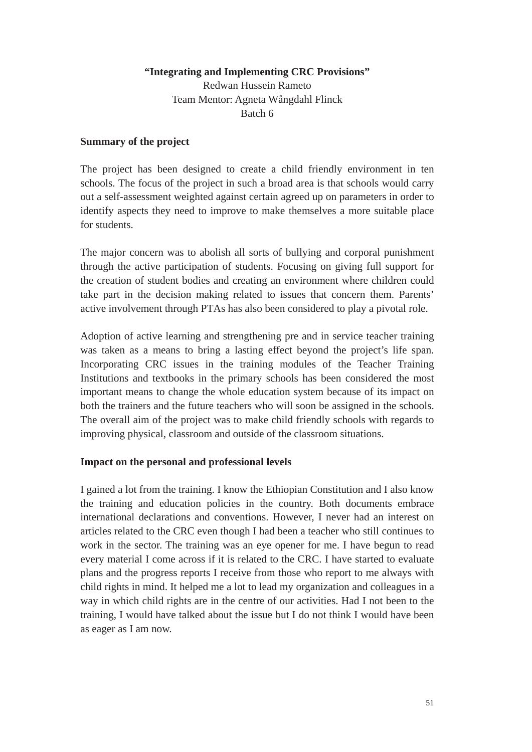# "Integrating and Implementing CRC Provisions"

Redwan Hussein Rameto

Team Mentor: Agneta Wångdahl Flinck

Batch 6

## Summary of the project

The project has been designed to create a child friendly environment in ten schools. The focus of the project in such a broad area is that schools would carry out a self-assessment weighted against certain agreed up on parameters in order to identify aspects they need to improve to make themselves a more suitable place for students.

The major concern was to abolish all sorts of bullying and corporal punishment through the active participation of students. Focusing on giving full support for the creation of student bodies and creating an environment where children could take part in the decision making related to issues that concern them. Parents' active involvement through PTAs has also been considered to play a pivotal role.

Adoption of active learning and strengthening pre and in service teacher training was taken as a means to bring a lasting effect beyond the project's life span. Incorporating CRC issues in the training modules of the Teacher Training Institutions and textbooks in the primary schools has been considered the most important means to change the whole education system because of its impact on both the trainers and the future teachers who will soon be assigned in the schools. The overall aim of the project was to make child friendly schools with regards to improving physical, classroom and outside of the classroom situations.

## Impact on the personal and professional levels

I gained a lot from the training. I know the Ethiopian Constitution and I also know the training and education policies in the country. Both documents embrace international declarations and conventions. However, I never had an interest on articles related to the CRC even though I had been a teacher who still continues to work in the sector. The training was an eye opener for me. I have begun to read every material I come across if it is related to the CRC. I have started to evaluate plans and the progress reports I receive from those who report to me always with child rights in mind. It helped me a lot to lead my organization and colleagues in a way in which child rights are in the centre of our activities. Had I not been to the training, I would have talked about the issue but I do not think I would have been as eager as I am now.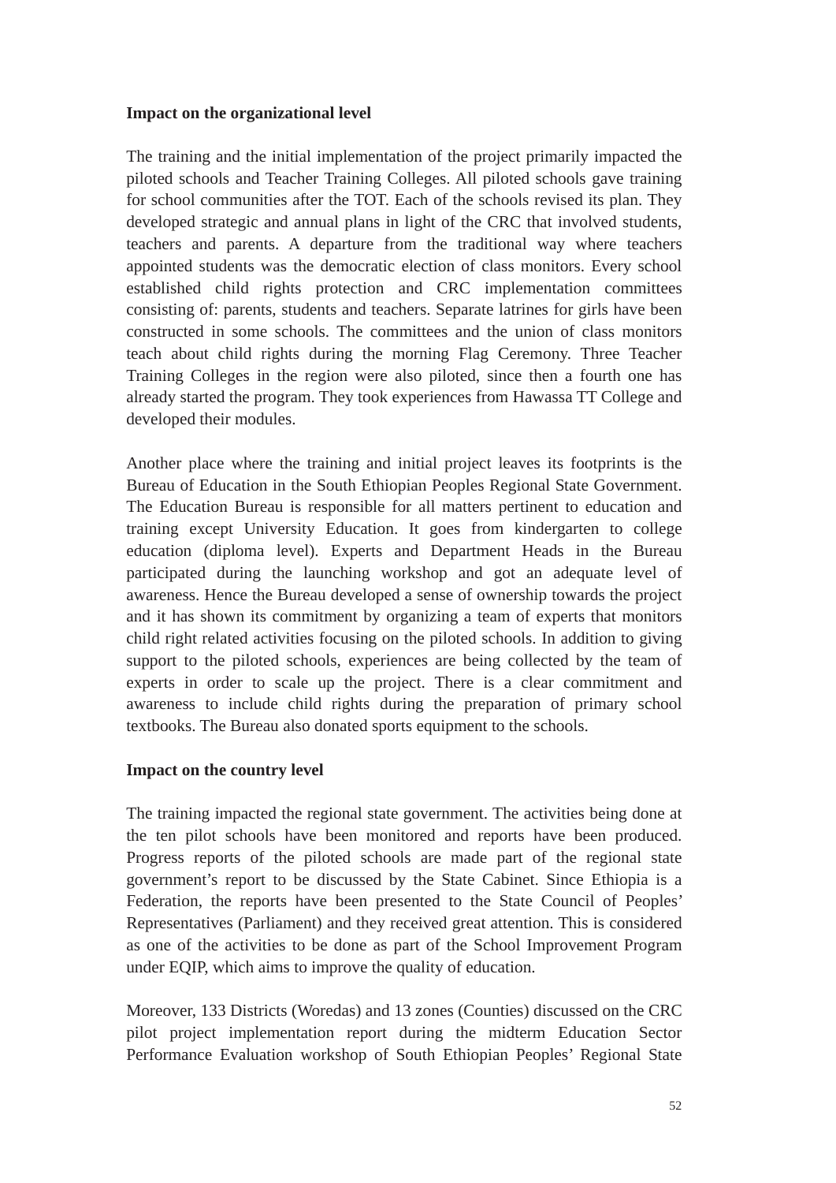**Impact on the organizational level**

The training and the initial implementation of the project primarily impacted the piloted schools and Teacher Training Colleges. All piloted schools gave training for school communities after the TOT. Each of the schools revised its plan. They developed strategic and annual plans in light of the CRC that involved students, teachers and parents. A departure from the traditional way where teachers appointed students was the democratic election of class monitors. Every school established child rights protection and CRC implementation committees consisting of: parents, students and teachers. Separate latrines for girls have been constructed in some schools. The committees and the union of class monitors teach about child rights during the morning Flag Ceremony. Three Teacher Training Colleges in the region were also piloted, since then a fourth one has already started the program. They took experiences from Hawassa TT College and developed their modules.

Another place where the training and initial project leaves its footprints is the Bureau of Education in the South Ethiopian Peoples Regional State Government. The Education Bureau is responsible for all matters pertinent to education and training except University Education. It goes from kindergarten to college education (diploma level). Experts and Department Heads in the Bureau participated during the launching workshop and got an adequate level of awareness. Hence the Bureau developed a sense of ownership towards the project and it has shown its commitment by organizing a team of experts that monitors child right related activities focusing on the piloted schools. In addition to giving support to the piloted schools, experiences are being collected by the team of experts in order to scale up the project. There is a clear commitment and awareness to include child rights during the preparation of primary school textbooks. The Bureau also donated sports equipment to the schools.

**Impact on the country level**

The training impacted the regional state government. The activities being done at the ten pilot schools have been monitored and reports have been produced. Progress reports of the piloted schools are made part of the regional state government's report to be discussed by the State Cabinet. Since Ethiopia is a Federation, the reports have been presented to the State Council of Peoples' Representatives (Parliament) and they received great attention. This is considered as one of the activities to be done as part of the School Improvement Program under EQIP, which aims to improve the quality of education.

Moreover, 133 Districts (Woredas) and 13 zones (Counties) discussed on the CRC pilot project implementation report during the midterm Education Sector Performance Evaluation workshop of South Ethiopian Peoples' Regional State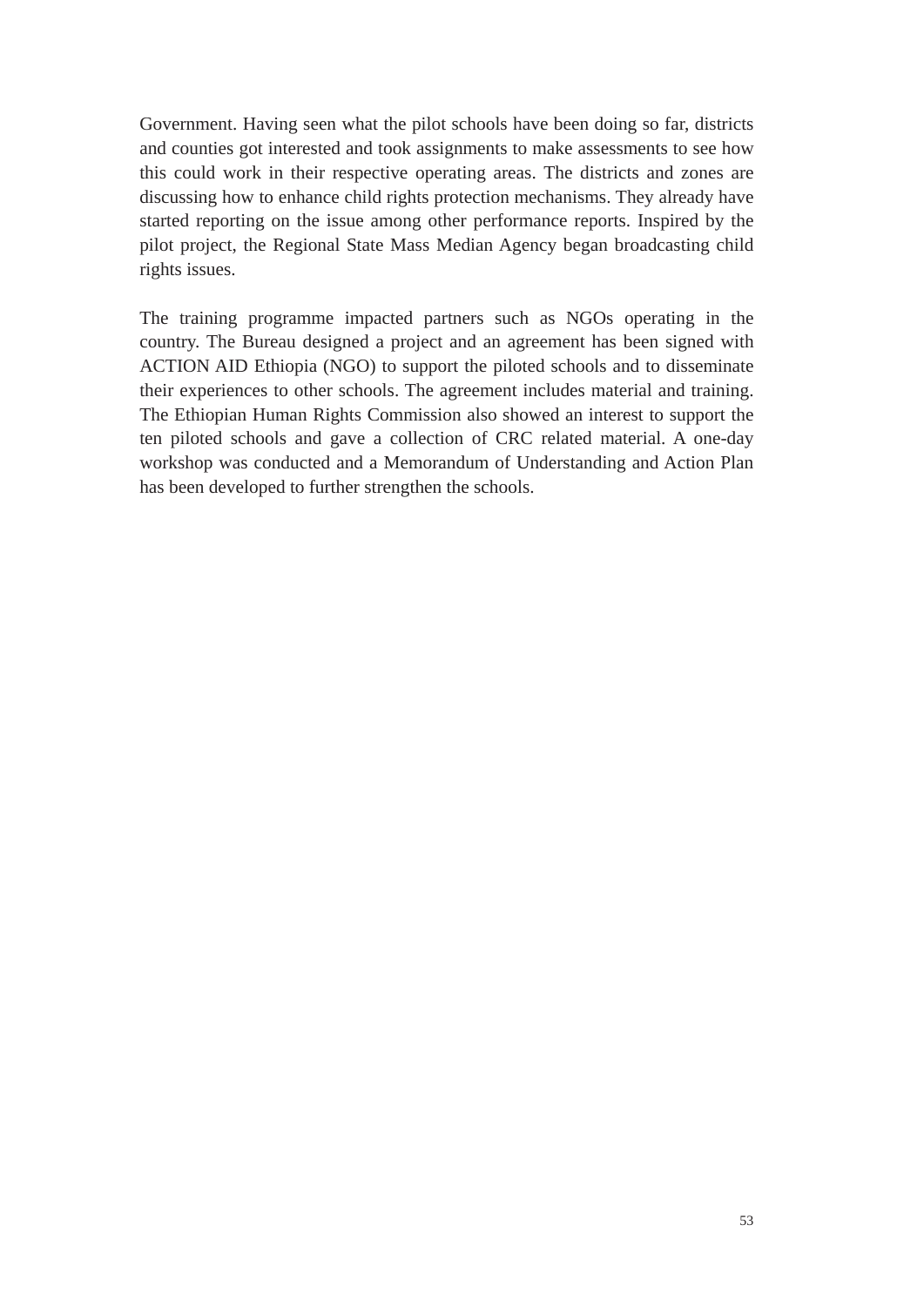Government. Having seen what the pilot schools have been doing so far, districts and counties got interested and took assignments to make assessments to see how this could work in their respective operating areas. The districts and zones are discussing how to enhance child rights protection mechanisms. They already have started reporting on the issue among other performance reports. Inspired by the pilot project, the Regional State Mass Median Agency began broadcasting child rights issues.

The training programme impacted partners such as NGOs operating in the country. The Bureau designed a project and an agreement has been signed with ACTION AID Ethiopia (NGO) to support the piloted schools and to disseminate their experiences to other schools. The agreement includes material and training. The Ethiopian Human Rights Commission also showed an interest to support the ten piloted schools and gave a collection of CRC related material. A one-day workshop was conducted and a Memorandum of Understanding and Action Plan has been developed to further strengthen the schools.